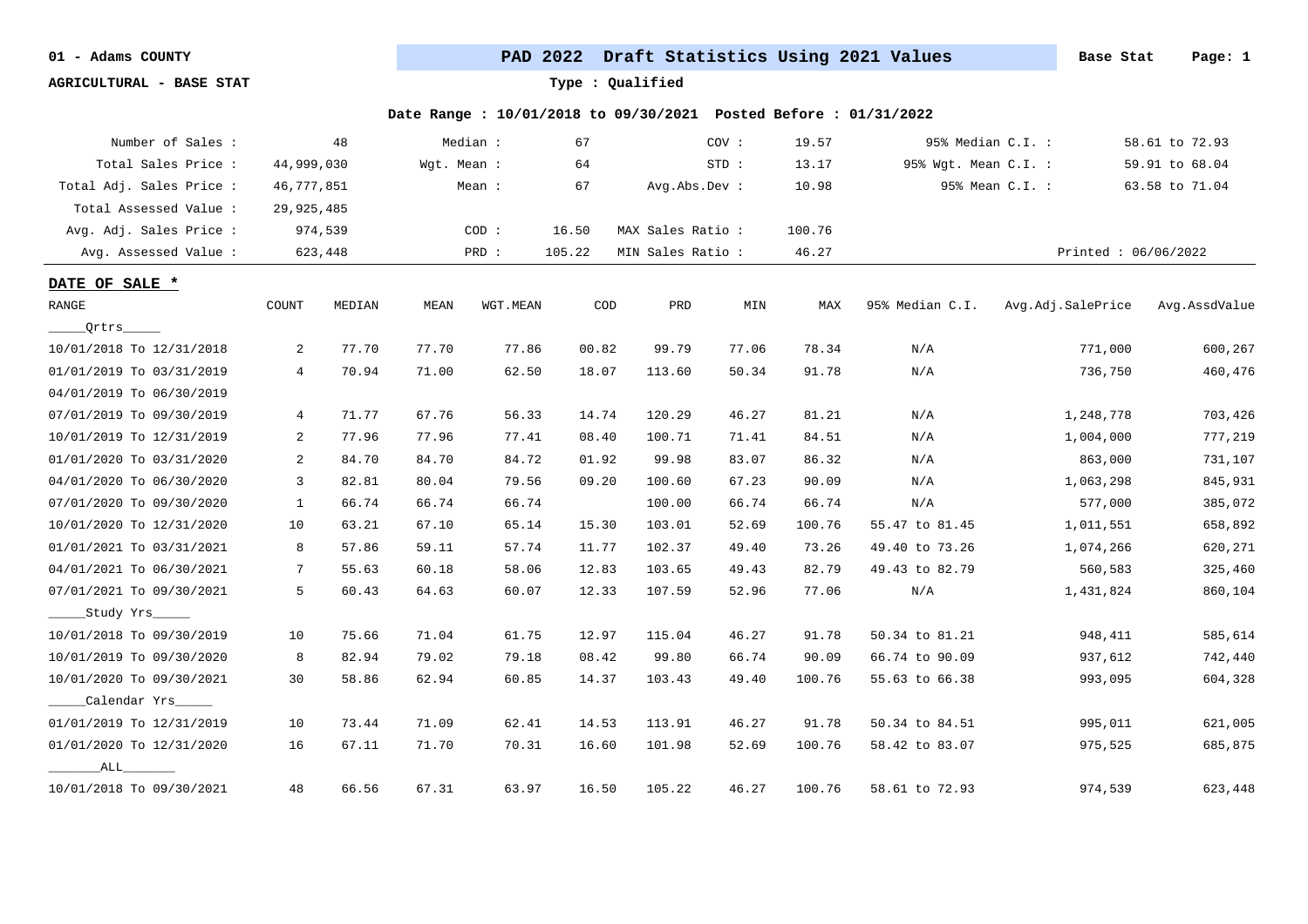01 - Adams COUNTY

**PAD 2022 Draft Statistics Using 2021 Values** — Base Stat

AGRICULTURAL - BASE STAT

Type : Qualified

**Date Range : 10/01/2018 to 09/30/2021 Posted Before : 01/31/2022**

| | | | | | | | |
|---|---|---|---|---|---|---|---|
| Number of Sales : | 48 | Median : | 67 | COV : | 19.57 | 95% Median C.I. : | 58.61 to 72.93 |
| Total Sales Price : | 44,999,030 | Wgt. Mean : | 64 | STD : | 13.17 | 95% Wgt. Mean C.I. : | 59.91 to 68.04 |
| Total Adj. Sales Price : | 46,777,851 | Mean : | 67 | Avg.Abs.Dev : | 10.98 | 95% Mean C.I. : | 63.58 to 71.04 |
| Total Assessed Value : | 29,925,485 | | | | | | |
| Avg. Adj. Sales Price : | 974,539 | COD : | 16.50 | MAX Sales Ratio : | 100.76 | | |
| Avg. Assessed Value : | 623,448 | PRD : | 105.22 | MIN Sales Ratio : | 46.27 | | Printed : 06/06/2022 |

**DATE OF SALE ***

| RANGE | COUNT | MEDIAN | MEAN | WGT.MEAN | COD | PRD | MIN | MAX | 95% Median C.I. | Avg.Adj.SalePrice | Avg.AssdValue |
|---|---|---|---|---|---|---|---|---|---|---|---|
| _____Qrtrs_____ | | | | | | | | | | | |
| 10/01/2018 To 12/31/2018 | 2 | 77.70 | 77.70 | 77.86 | 00.82 | 99.79 | 77.06 | 78.34 | N/A | 771,000 | 600,267 |
| 01/01/2019 To 03/31/2019 | 4 | 70.94 | 71.00 | 62.50 | 18.07 | 113.60 | 50.34 | 91.78 | N/A | 736,750 | 460,476 |
| 04/01/2019 To 06/30/2019 | | | | | | | | | | | |
| 07/01/2019 To 09/30/2019 | 4 | 71.77 | 67.76 | 56.33 | 14.74 | 120.29 | 46.27 | 81.21 | N/A | 1,248,778 | 703,426 |
| 10/01/2019 To 12/31/2019 | 2 | 77.96 | 77.96 | 77.41 | 08.40 | 100.71 | 71.41 | 84.51 | N/A | 1,004,000 | 777,219 |
| 01/01/2020 To 03/31/2020 | 2 | 84.70 | 84.70 | 84.72 | 01.92 | 99.98 | 83.07 | 86.32 | N/A | 863,000 | 731,107 |
| 04/01/2020 To 06/30/2020 | 3 | 82.81 | 80.04 | 79.56 | 09.20 | 100.60 | 67.23 | 90.09 | N/A | 1,063,298 | 845,931 |
| 07/01/2020 To 09/30/2020 | 1 | 66.74 | 66.74 | 66.74 | | 100.00 | 66.74 | 66.74 | N/A | 577,000 | 385,072 |
| 10/01/2020 To 12/31/2020 | 10 | 63.21 | 67.10 | 65.14 | 15.30 | 103.01 | 52.69 | 100.76 | 55.47 to 81.45 | 1,011,551 | 658,892 |
| 01/01/2021 To 03/31/2021 | 8 | 57.86 | 59.11 | 57.74 | 11.77 | 102.37 | 49.40 | 73.26 | 49.40 to 73.26 | 1,074,266 | 620,271 |
| 04/01/2021 To 06/30/2021 | 7 | 55.63 | 60.18 | 58.06 | 12.83 | 103.65 | 49.43 | 82.79 | 49.43 to 82.79 | 560,583 | 325,460 |
| 07/01/2021 To 09/30/2021 | 5 | 60.43 | 64.63 | 60.07 | 12.33 | 107.59 | 52.96 | 77.06 | N/A | 1,431,824 | 860,104 |
| _____Study Yrs_____ | | | | | | | | | | | |
| 10/01/2018 To 09/30/2019 | 10 | 75.66 | 71.04 | 61.75 | 12.97 | 115.04 | 46.27 | 91.78 | 50.34 to 81.21 | 948,411 | 585,614 |
| 10/01/2019 To 09/30/2020 | 8 | 82.94 | 79.02 | 79.18 | 08.42 | 99.80 | 66.74 | 90.09 | 66.74 to 90.09 | 937,612 | 742,440 |
| 10/01/2020 To 09/30/2021 | 30 | 58.86 | 62.94 | 60.85 | 14.37 | 103.43 | 49.40 | 100.76 | 55.63 to 66.38 | 993,095 | 604,328 |
| _____Calendar Yrs_____ | | | | | | | | | | | |
| 01/01/2019 To 12/31/2019 | 10 | 73.44 | 71.09 | 62.41 | 14.53 | 113.91 | 46.27 | 91.78 | 50.34 to 84.51 | 995,011 | 621,005 |
| 01/01/2020 To 12/31/2020 | 16 | 67.11 | 71.70 | 70.31 | 16.60 | 101.98 | 52.69 | 100.76 | 58.42 to 83.07 | 975,525 | 685,875 |
| _______ALL_______ | | | | | | | | | | | |
| 10/01/2018 To 09/30/2021 | 48 | 66.56 | 67.31 | 63.97 | 16.50 | 105.22 | 46.27 | 100.76 | 58.61 to 72.93 | 974,539 | 623,448 |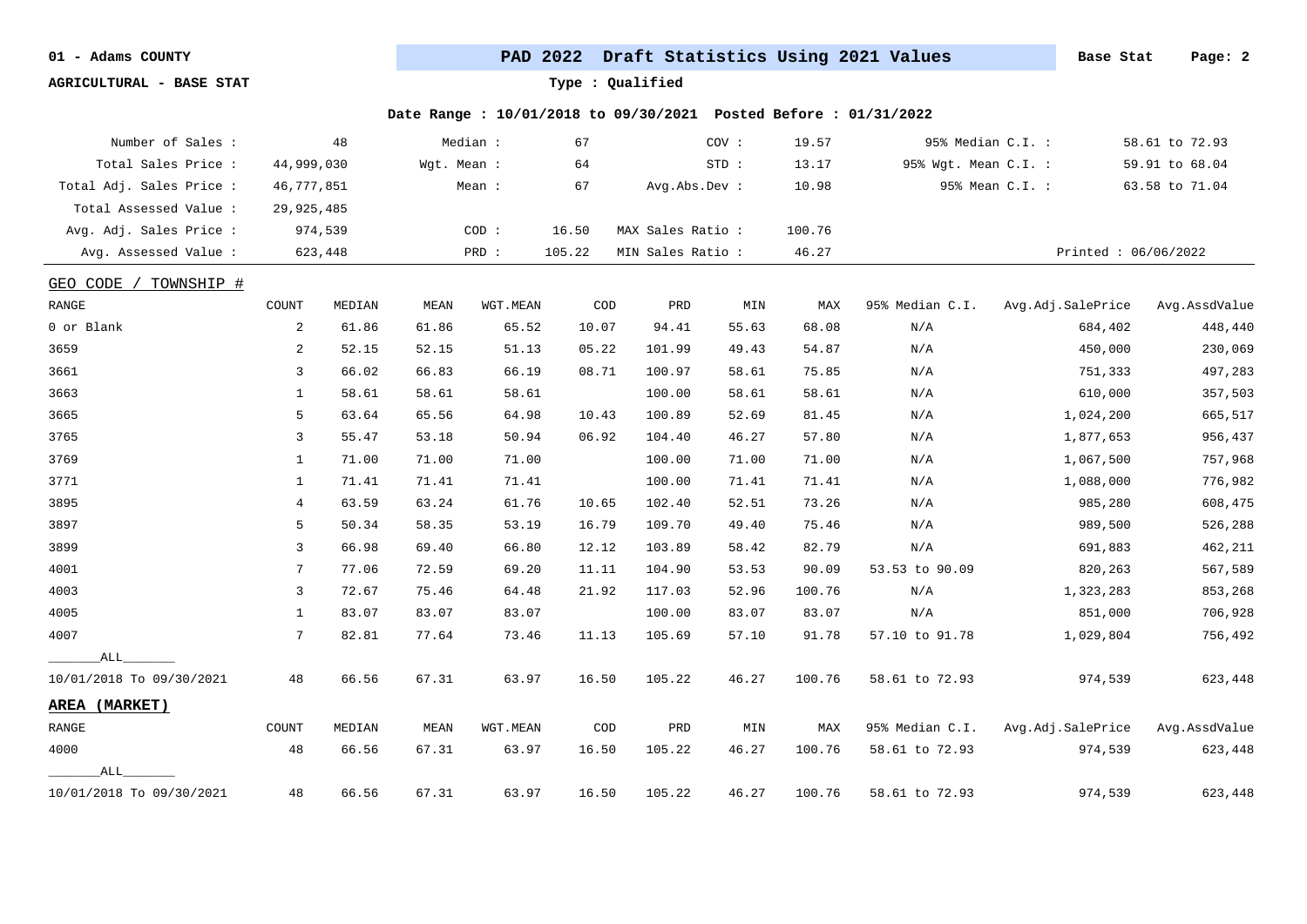01 - Adams COUNTY

**PAD 2022 Draft Statistics Using 2021 Values** Base Stat

AGRICULTURAL - BASE STAT

Type : Qualified

Date Range : 10/01/2018 to 09/30/2021 Posted Before : 01/31/2022

| | | | | | | | |
|---|---|---|---|---|---|---|---|
| Number of Sales : | 48 | Median : | 67 | COV : | 19.57 | 95% Median C.I. : | 58.61 to 72.93 |
| Total Sales Price : | 44,999,030 | Wgt. Mean : | 64 | STD : | 13.17 | 95% Wgt. Mean C.I. : | 59.91 to 68.04 |
| Total Adj. Sales Price : | 46,777,851 | Mean : | 67 | Avg.Abs.Dev : | 10.98 | 95% Mean C.I. : | 63.58 to 71.04 |
| Total Assessed Value : | 29,925,485 | | | | | | |
| Avg. Adj. Sales Price : | 974,539 | COD : | 16.50 | MAX Sales Ratio : | 100.76 | | |
| Avg. Assessed Value : | 623,448 | PRD : | 105.22 | MIN Sales Ratio : | 46.27 | | Printed : 06/06/2022 |

GEO CODE / TOWNSHIP #

| RANGE | COUNT | MEDIAN | MEAN | WGT.MEAN | COD | PRD | MIN | MAX | 95% Median C.I. | Avg.Adj.SalePrice | Avg.AssdValue |
|---|---|---|---|---|---|---|---|---|---|---|---|
| 0 or Blank | 2 | 61.86 | 61.86 | 65.52 | 10.07 | 94.41 | 55.63 | 68.08 | N/A | 684,402 | 448,440 |
| 3659 | 2 | 52.15 | 52.15 | 51.13 | 05.22 | 101.99 | 49.43 | 54.87 | N/A | 450,000 | 230,069 |
| 3661 | 3 | 66.02 | 66.83 | 66.19 | 08.71 | 100.97 | 58.61 | 75.85 | N/A | 751,333 | 497,283 |
| 3663 | 1 | 58.61 | 58.61 | 58.61 | | 100.00 | 58.61 | 58.61 | N/A | 610,000 | 357,503 |
| 3665 | 5 | 63.64 | 65.56 | 64.98 | 10.43 | 100.89 | 52.69 | 81.45 | N/A | 1,024,200 | 665,517 |
| 3765 | 3 | 55.47 | 53.18 | 50.94 | 06.92 | 104.40 | 46.27 | 57.80 | N/A | 1,877,653 | 956,437 |
| 3769 | 1 | 71.00 | 71.00 | 71.00 | | 100.00 | 71.00 | 71.00 | N/A | 1,067,500 | 757,968 |
| 3771 | 1 | 71.41 | 71.41 | 71.41 | | 100.00 | 71.41 | 71.41 | N/A | 1,088,000 | 776,982 |
| 3895 | 4 | 63.59 | 63.24 | 61.76 | 10.65 | 102.40 | 52.51 | 73.26 | N/A | 985,280 | 608,475 |
| 3897 | 5 | 50.34 | 58.35 | 53.19 | 16.79 | 109.70 | 49.40 | 75.46 | N/A | 989,500 | 526,288 |
| 3899 | 3 | 66.98 | 69.40 | 66.80 | 12.12 | 103.89 | 58.42 | 82.79 | N/A | 691,883 | 462,211 |
| 4001 | 7 | 77.06 | 72.59 | 69.20 | 11.11 | 104.90 | 53.53 | 90.09 | 53.53 to 90.09 | 820,263 | 567,589 |
| 4003 | 3 | 72.67 | 75.46 | 64.48 | 21.92 | 117.03 | 52.96 | 100.76 | N/A | 1,323,283 | 853,268 |
| 4005 | 1 | 83.07 | 83.07 | 83.07 | | 100.00 | 83.07 | 83.07 | N/A | 851,000 | 706,928 |
| 4007 | 7 | 82.81 | 77.64 | 73.46 | 11.13 | 105.69 | 57.10 | 91.78 | 57.10 to 91.78 | 1,029,804 | 756,492 |
| _______ALL_______ | | | | | | | | | | | |
| 10/01/2018 To 09/30/2021 | 48 | 66.56 | 67.31 | 63.97 | 16.50 | 105.22 | 46.27 | 100.76 | 58.61 to 72.93 | 974,539 | 623,448 |

**AREA (MARKET)**

| RANGE | COUNT | MEDIAN | MEAN | WGT.MEAN | COD | PRD | MIN | MAX | 95% Median C.I. | Avg.Adj.SalePrice | Avg.AssdValue |
|---|---|---|---|---|---|---|---|---|---|---|---|
| 4000 | 48 | 66.56 | 67.31 | 63.97 | 16.50 | 105.22 | 46.27 | 100.76 | 58.61 to 72.93 | 974,539 | 623,448 |
| _______ALL_______ | | | | | | | | | | | |
| 10/01/2018 To 09/30/2021 | 48 | 66.56 | 67.31 | 63.97 | 16.50 | 105.22 | 46.27 | 100.76 | 58.61 to 72.93 | 974,539 | 623,448 |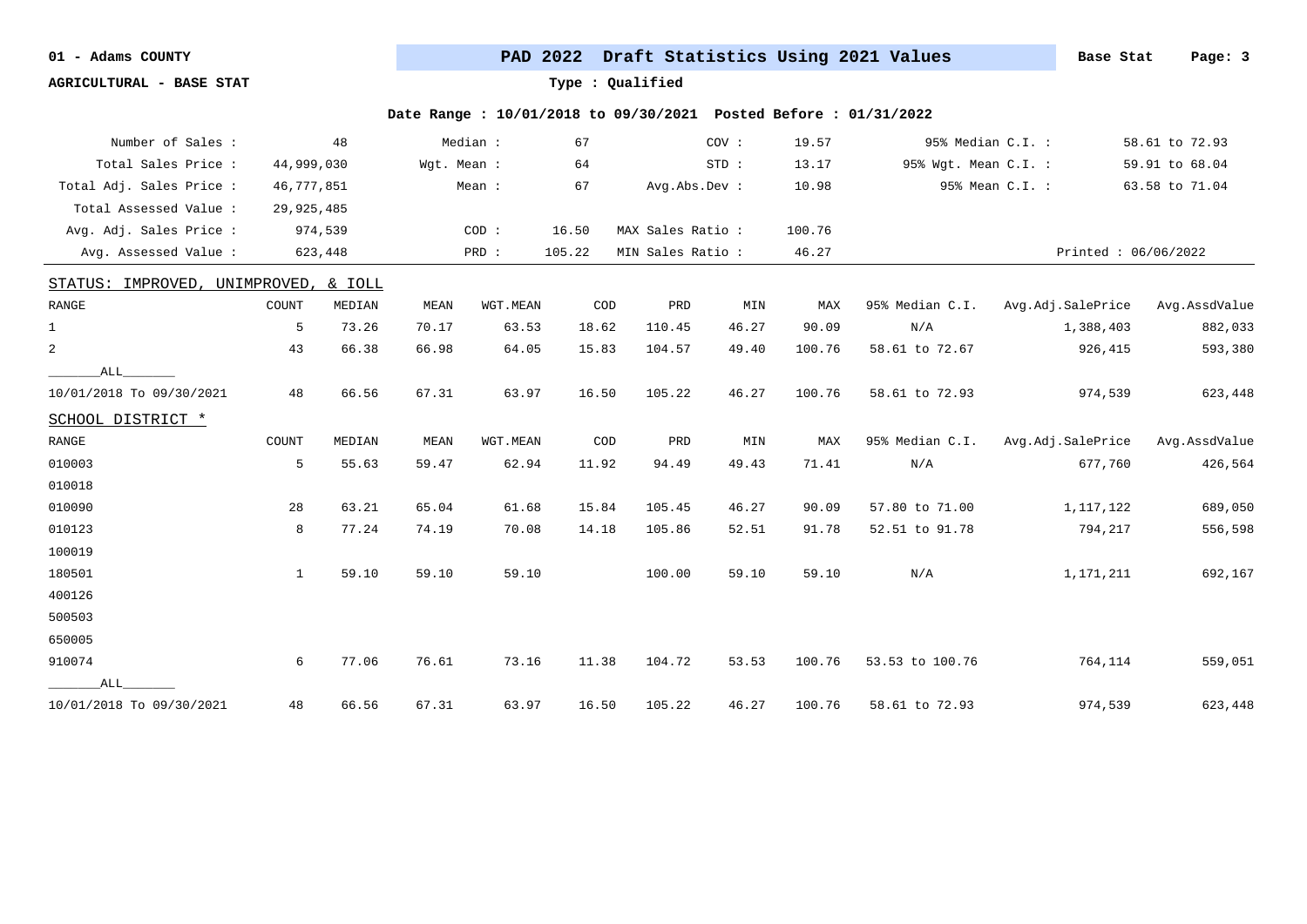01 - Adams COUNTY

**PAD 2022 Draft Statistics Using 2021 Values**

Base Stat

AGRICULTURAL - BASE STAT

Type : Qualified

Date Range : 10/01/2018 to 09/30/2021 Posted Before : 01/31/2022

| | | | | | | | |
|---|---|---|---|---|---|---|---|
| Number of Sales : | 48 | Median : | 67 | COV : | 19.57 | 95% Median C.I. : | 58.61 to 72.93 |
| Total Sales Price : | 44,999,030 | Wgt. Mean : | 64 | STD : | 13.17 | 95% Wgt. Mean C.I. : | 59.91 to 68.04 |
| Total Adj. Sales Price : | 46,777,851 | Mean : | 67 | Avg.Abs.Dev : | 10.98 | 95% Mean C.I. : | 63.58 to 71.04 |
| Total Assessed Value : | 29,925,485 | | | | | | |
| Avg. Adj. Sales Price : | 974,539 | COD : | 16.50 | MAX Sales Ratio : | 100.76 | | |
| Avg. Assessed Value : | 623,448 | PRD : | 105.22 | MIN Sales Ratio : | 46.27 | | Printed : 06/06/2022 |

STATUS: IMPROVED, UNIMPROVED, & IOLL

| RANGE | COUNT | MEDIAN | MEAN | WGT.MEAN | COD | PRD | MIN | MAX | 95% Median C.I. | Avg.Adj.SalePrice | Avg.AssdValue |
|---|---|---|---|---|---|---|---|---|---|---|---|
| 1 | 5 | 73.26 | 70.17 | 63.53 | 18.62 | 110.45 | 46.27 | 90.09 | N/A | 1,388,403 | 882,033 |
| 2 | 43 | 66.38 | 66.98 | 64.05 | 15.83 | 104.57 | 49.40 | 100.76 | 58.61 to 72.67 | 926,415 | 593,380 |
| \_\_\_\_\_\_\_ALL\_\_\_\_\_\_\_ | | | | | | | | | | | |
| 10/01/2018 To 09/30/2021 | 48 | 66.56 | 67.31 | 63.97 | 16.50 | 105.22 | 46.27 | 100.76 | 58.61 to 72.93 | 974,539 | 623,448 |

SCHOOL DISTRICT *

| RANGE | COUNT | MEDIAN | MEAN | WGT.MEAN | COD | PRD | MIN | MAX | 95% Median C.I. | Avg.Adj.SalePrice | Avg.AssdValue |
|---|---|---|---|---|---|---|---|---|---|---|---|
| 010003 | 5 | 55.63 | 59.47 | 62.94 | 11.92 | 94.49 | 49.43 | 71.41 | N/A | 677,760 | 426,564 |
| 010018 | | | | | | | | | | | |
| 010090 | 28 | 63.21 | 65.04 | 61.68 | 15.84 | 105.45 | 46.27 | 90.09 | 57.80 to 71.00 | 1,117,122 | 689,050 |
| 010123 | 8 | 77.24 | 74.19 | 70.08 | 14.18 | 105.86 | 52.51 | 91.78 | 52.51 to 91.78 | 794,217 | 556,598 |
| 100019 | | | | | | | | | | | |
| 180501 | 1 | 59.10 | 59.10 | 59.10 | | 100.00 | 59.10 | 59.10 | N/A | 1,171,211 | 692,167 |
| 400126 | | | | | | | | | | | |
| 500503 | | | | | | | | | | | |
| 650005 | | | | | | | | | | | |
| 910074 | 6 | 77.06 | 76.61 | 73.16 | 11.38 | 104.72 | 53.53 | 100.76 | 53.53 to 100.76 | 764,114 | 559,051 |
| \_\_\_\_\_\_\_ALL\_\_\_\_\_\_\_ | | | | | | | | | | | |
| 10/01/2018 To 09/30/2021 | 48 | 66.56 | 67.31 | 63.97 | 16.50 | 105.22 | 46.27 | 100.76 | 58.61 to 72.93 | 974,539 | 623,448 |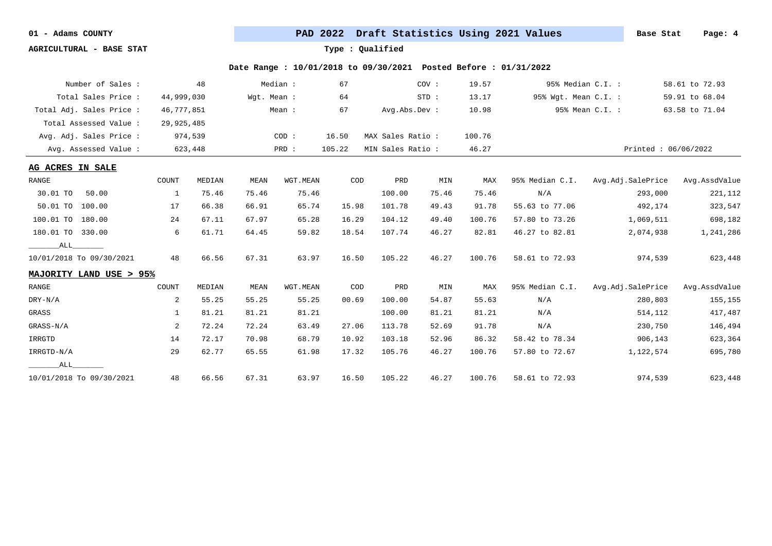01 - Adams COUNTY

AGRICULTURAL - BASE STAT

**PAD 2022 Draft Statistics Using 2021 Values**

Base Stat

Type : Qualified

Date Range : 10/01/2018 to 09/30/2021 Posted Before : 01/31/2022

| | | | | | | | |
|---|---|---|---|---|---|---|---|
| Number of Sales : | 48 | Median : | 67 | COV : | 19.57 | 95% Median C.I. : | 58.61 to 72.93 |
| Total Sales Price : | 44,999,030 | Wgt. Mean : | 64 | STD : | 13.17 | 95% Wgt. Mean C.I. : | 59.91 to 68.04 |
| Total Adj. Sales Price : | 46,777,851 | Mean : | 67 | Avg.Abs.Dev : | 10.98 | 95% Mean C.I. : | 63.58 to 71.04 |
| Total Assessed Value : | 29,925,485 | | | | | | |
| Avg. Adj. Sales Price : | 974,539 | COD : | 16.50 | MAX Sales Ratio : | 100.76 | | |
| Avg. Assessed Value : | 623,448 | PRD : | 105.22 | MIN Sales Ratio : | 46.27 | | Printed : 06/06/2022 |

**AG ACRES IN SALE**

| RANGE | COUNT | MEDIAN | MEAN | WGT.MEAN | COD | PRD | MIN | MAX | 95% Median C.I. | Avg.Adj.SalePrice | Avg.AssdValue |
|---|---|---|---|---|---|---|---|---|---|---|---|
| 30.01 TO 50.00 | 1 | 75.46 | 75.46 | 75.46 | | 100.00 | 75.46 | 75.46 | N/A | 293,000 | 221,112 |
| 50.01 TO 100.00 | 17 | 66.38 | 66.91 | 65.74 | 15.98 | 101.78 | 49.43 | 91.78 | 55.63 to 77.06 | 492,174 | 323,547 |
| 100.01 TO 180.00 | 24 | 67.11 | 67.97 | 65.28 | 16.29 | 104.12 | 49.40 | 100.76 | 57.80 to 73.26 | 1,069,511 | 698,182 |
| 180.01 TO 330.00 | 6 | 61.71 | 64.45 | 59.82 | 18.54 | 107.74 | 46.27 | 82.81 | 46.27 to 82.81 | 2,074,938 | 1,241,286 |
| _______ALL_______ | | | | | | | | | | | |
| 10/01/2018 To 09/30/2021 | 48 | 66.56 | 67.31 | 63.97 | 16.50 | 105.22 | 46.27 | 100.76 | 58.61 to 72.93 | 974,539 | 623,448 |

**MAJORITY LAND USE > 95%**

| RANGE | COUNT | MEDIAN | MEAN | WGT.MEAN | COD | PRD | MIN | MAX | 95% Median C.I. | Avg.Adj.SalePrice | Avg.AssdValue |
|---|---|---|---|---|---|---|---|---|---|---|---|
| DRY-N/A | 2 | 55.25 | 55.25 | 55.25 | 00.69 | 100.00 | 54.87 | 55.63 | N/A | 280,803 | 155,155 |
| GRASS | 1 | 81.21 | 81.21 | 81.21 | | 100.00 | 81.21 | 81.21 | N/A | 514,112 | 417,487 |
| GRASS-N/A | 2 | 72.24 | 72.24 | 63.49 | 27.06 | 113.78 | 52.69 | 91.78 | N/A | 230,750 | 146,494 |
| IRRGTD | 14 | 72.17 | 70.98 | 68.79 | 10.92 | 103.18 | 52.96 | 86.32 | 58.42 to 78.34 | 906,143 | 623,364 |
| IRRGTD-N/A | 29 | 62.77 | 65.55 | 61.98 | 17.32 | 105.76 | 46.27 | 100.76 | 57.80 to 72.67 | 1,122,574 | 695,780 |
| _______ALL_______ | | | | | | | | | | | |
| 10/01/2018 To 09/30/2021 | 48 | 66.56 | 67.31 | 63.97 | 16.50 | 105.22 | 46.27 | 100.76 | 58.61 to 72.93 | 974,539 | 623,448 |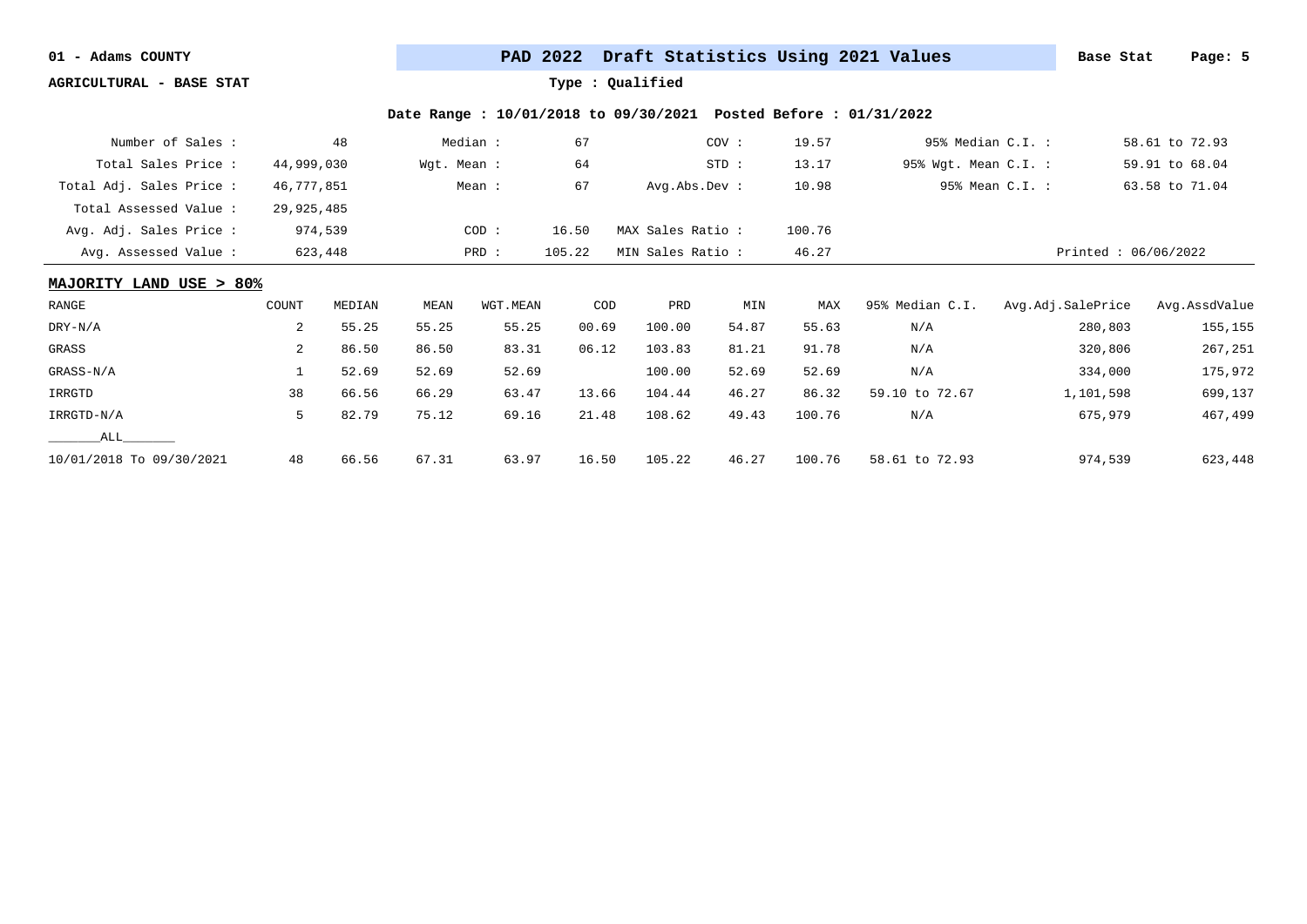01 - Adams COUNTY

**PAD 2022 Draft Statistics Using 2021 Values**

Base Stat

AGRICULTURAL - BASE STAT

Type : Qualified

Date Range : 10/01/2018 to 09/30/2021 Posted Before : 01/31/2022

| | | | | | | | |
|---|---|---|---|---|---|---|---|
| Number of Sales : | 48 | Median : | 67 | COV : | 19.57 | 95% Median C.I. : | 58.61 to 72.93 |
| Total Sales Price : | 44,999,030 | Wgt. Mean : | 64 | STD : | 13.17 | 95% Wgt. Mean C.I. : | 59.91 to 68.04 |
| Total Adj. Sales Price : | 46,777,851 | Mean : | 67 | Avg.Abs.Dev : | 10.98 | 95% Mean C.I. : | 63.58 to 71.04 |
| Total Assessed Value : | 29,925,485 | | | | | | |
| Avg. Adj. Sales Price : | 974,539 | COD : | 16.50 | MAX Sales Ratio : | 100.76 | | |
| Avg. Assessed Value : | 623,448 | PRD : | 105.22 | MIN Sales Ratio : | 46.27 | | Printed : 06/06/2022 |

**MAJORITY LAND USE > 80%**

| RANGE | COUNT | MEDIAN | MEAN | WGT.MEAN | COD | PRD | MIN | MAX | 95% Median C.I. | Avg.Adj.SalePrice | Avg.AssdValue |
|---|---|---|---|---|---|---|---|---|---|---|---|
| DRY-N/A | 2 | 55.25 | 55.25 | 55.25 | 00.69 | 100.00 | 54.87 | 55.63 | N/A | 280,803 | 155,155 |
| GRASS | 2 | 86.50 | 86.50 | 83.31 | 06.12 | 103.83 | 81.21 | 91.78 | N/A | 320,806 | 267,251 |
| GRASS-N/A | 1 | 52.69 | 52.69 | 52.69 | | 100.00 | 52.69 | 52.69 | N/A | 334,000 | 175,972 |
| IRRGTD | 38 | 66.56 | 66.29 | 63.47 | 13.66 | 104.44 | 46.27 | 86.32 | 59.10 to 72.67 | 1,101,598 | 699,137 |
| IRRGTD-N/A | 5 | 82.79 | 75.12 | 69.16 | 21.48 | 108.62 | 49.43 | 100.76 | N/A | 675,979 | 467,499 |
| _______ALL_______ | | | | | | | | | | | |
| 10/01/2018 To 09/30/2021 | 48 | 66.56 | 67.31 | 63.97 | 16.50 | 105.22 | 46.27 | 100.76 | 58.61 to 72.93 | 974,539 | 623,448 |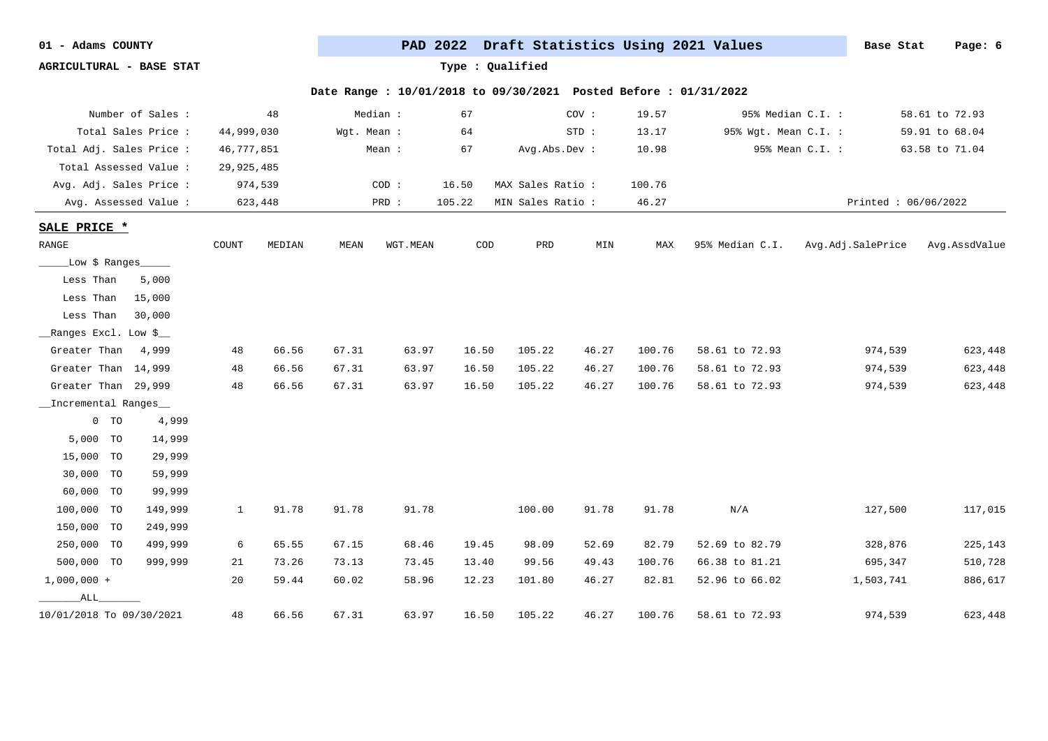01 - Adams COUNTY

AGRICULTURAL - BASE STAT

**PAD 2022 Draft Statistics Using 2021 Values**

Type : Qualified

Base Stat

**Date Range : 10/01/2018 to 09/30/2021 Posted Before : 01/31/2022**

| | | | | | | | |
|---|---|---|---|---|---|---|---|
| Number of Sales : | 48 | Median : | 67 | COV : | 19.57 | 95% Median C.I. : | 58.61 to 72.93 |
| Total Sales Price : | 44,999,030 | Wgt. Mean : | 64 | STD : | 13.17 | 95% Wgt. Mean C.I. : | 59.91 to 68.04 |
| Total Adj. Sales Price : | 46,777,851 | Mean : | 67 | Avg.Abs.Dev : | 10.98 | 95% Mean C.I. : | 63.58 to 71.04 |
| Total Assessed Value : | 29,925,485 | | | | | | |
| Avg. Adj. Sales Price : | 974,539 | COD : | 16.50 | MAX Sales Ratio : | 100.76 | | |
| Avg. Assessed Value : | 623,448 | PRD : | 105.22 | MIN Sales Ratio : | 46.27 | Printed : 06/06/2022 | |

## SALE PRICE *

| RANGE | COUNT | MEDIAN | MEAN | WGT.MEAN | COD | PRD | MIN | MAX | 95% Median C.I. | Avg.Adj.SalePrice | Avg.AssdValue |
|---|---|---|---|---|---|---|---|---|---|---|---|
| ___Low $ Ranges___ | | | | | | | | | | | |
| Less Than 5,000 | | | | | | | | | | | |
| Less Than 15,000 | | | | | | | | | | | |
| Less Than 30,000 | | | | | | | | | | | |
| __Ranges Excl. Low $__ | | | | | | | | | | | |
| Greater Than 4,999 | 48 | 66.56 | 67.31 | 63.97 | 16.50 | 105.22 | 46.27 | 100.76 | 58.61 to 72.93 | 974,539 | 623,448 |
| Greater Than 14,999 | 48 | 66.56 | 67.31 | 63.97 | 16.50 | 105.22 | 46.27 | 100.76 | 58.61 to 72.93 | 974,539 | 623,448 |
| Greater Than 29,999 | 48 | 66.56 | 67.31 | 63.97 | 16.50 | 105.22 | 46.27 | 100.76 | 58.61 to 72.93 | 974,539 | 623,448 |
| __Incremental Ranges__ | | | | | | | | | | | |
| 0 TO 4,999 | | | | | | | | | | | |
| 5,000 TO 14,999 | | | | | | | | | | | |
| 15,000 TO 29,999 | | | | | | | | | | | |
| 30,000 TO 59,999 | | | | | | | | | | | |
| 60,000 TO 99,999 | | | | | | | | | | | |
| 100,000 TO 149,999 | 1 | 91.78 | 91.78 | 91.78 | | 100.00 | 91.78 | 91.78 | N/A | 127,500 | 117,015 |
| 150,000 TO 249,999 | | | | | | | | | | | |
| 250,000 TO 499,999 | 6 | 65.55 | 67.15 | 68.46 | 19.45 | 98.09 | 52.69 | 82.79 | 52.69 to 82.79 | 328,876 | 225,143 |
| 500,000 TO 999,999 | 21 | 73.26 | 73.13 | 73.45 | 13.40 | 99.56 | 49.43 | 100.76 | 66.38 to 81.21 | 695,347 | 510,728 |
| 1,000,000 + | 20 | 59.44 | 60.02 | 58.96 | 12.23 | 101.80 | 46.27 | 82.81 | 52.96 to 66.02 | 1,503,741 | 886,617 |
| _______ALL_______ | | | | | | | | | | | |
| 10/01/2018 To 09/30/2021 | 48 | 66.56 | 67.31 | 63.97 | 16.50 | 105.22 | 46.27 | 100.76 | 58.61 to 72.93 | 974,539 | 623,448 |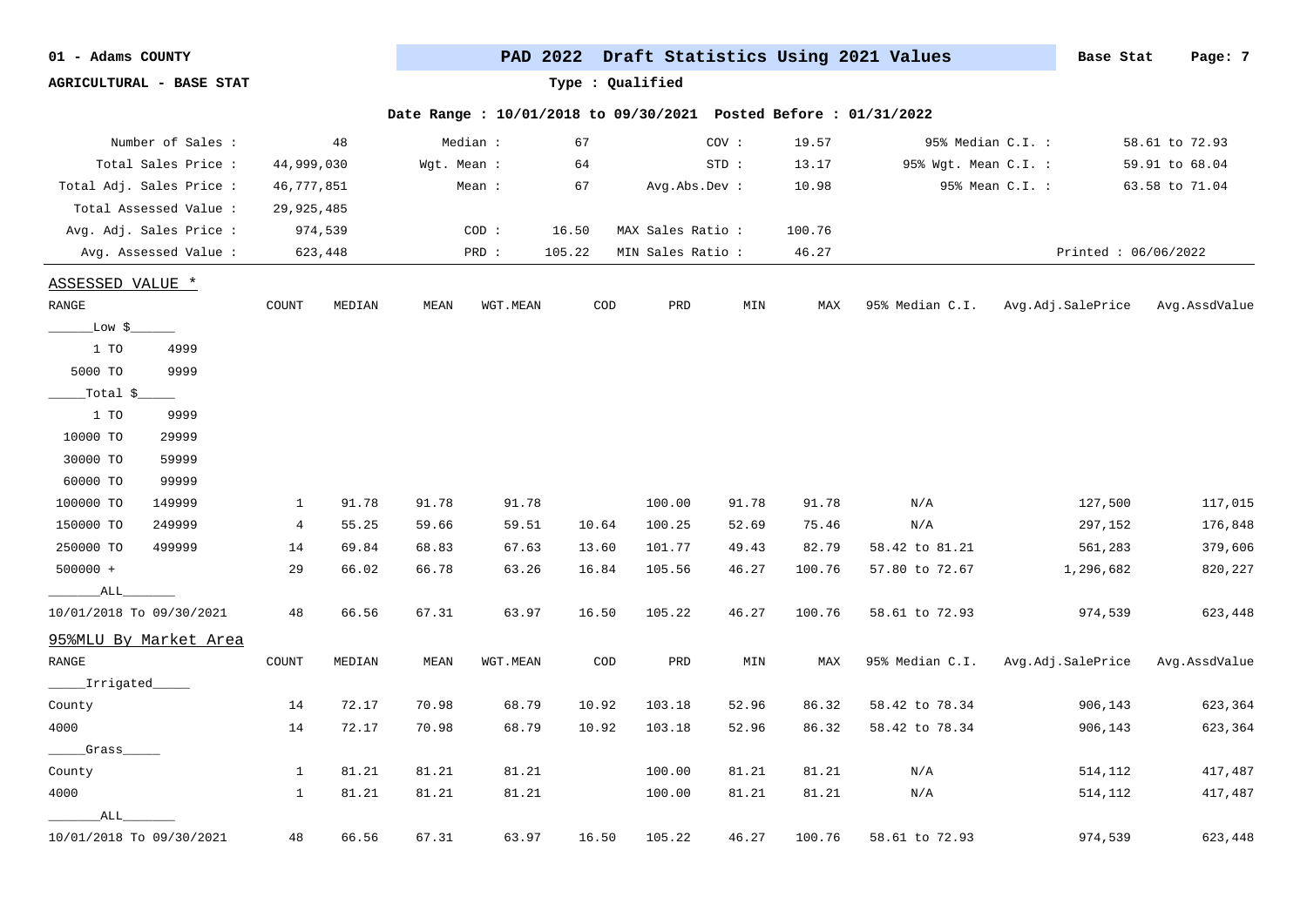01 - Adams COUNTY

AGRICULTURAL - BASE STAT

**PAD 2022 Draft Statistics Using 2021 Values** — Base Stat

Type : Qualified

Date Range : 10/01/2018 to 09/30/2021 Posted Before : 01/31/2022

| | | | | | | | |
|---|---|---|---|---|---|---|---|
| Number of Sales : | 48 | Median : | 67 | COV : | 19.57 | 95% Median C.I. : | 58.61 to 72.93 |
| Total Sales Price : | 44,999,030 | Wgt. Mean : | 64 | STD : | 13.17 | 95% Wgt. Mean C.I. : | 59.91 to 68.04 |
| Total Adj. Sales Price : | 46,777,851 | Mean : | 67 | Avg.Abs.Dev : | 10.98 | 95% Mean C.I. : | 63.58 to 71.04 |
| Total Assessed Value : | 29,925,485 | | | | | | |
| Avg. Adj. Sales Price : | 974,539 | COD : | 16.50 | MAX Sales Ratio : | 100.76 | | |
| Avg. Assessed Value : | 623,448 | PRD : | 105.22 | MIN Sales Ratio : | 46.27 | | Printed : 06/06/2022 |

## ASSESSED VALUE *

| RANGE | COUNT | MEDIAN | MEAN | WGT.MEAN | COD | PRD | MIN | MAX | 95% Median C.I. | Avg.Adj.SalePrice | Avg.AssdValue |
|---|---|---|---|---|---|---|---|---|---|---|---|
| ____Low $____ | | | | | | | | | | | |
| 1 TO 4999 | | | | | | | | | | | |
| 5000 TO 9999 | | | | | | | | | | | |
| ____Total $____ | | | | | | | | | | | |
| 1 TO 9999 | | | | | | | | | | | |
| 10000 TO 29999 | | | | | | | | | | | |
| 30000 TO 59999 | | | | | | | | | | | |
| 60000 TO 99999 | | | | | | | | | | | |
| 100000 TO 149999 | 1 | 91.78 | 91.78 | 91.78 | | 100.00 | 91.78 | 91.78 | N/A | 127,500 | 117,015 |
| 150000 TO 249999 | 4 | 55.25 | 59.66 | 59.51 | 10.64 | 100.25 | 52.69 | 75.46 | N/A | 297,152 | 176,848 |
| 250000 TO 499999 | 14 | 69.84 | 68.83 | 67.63 | 13.60 | 101.77 | 49.43 | 82.79 | 58.42 to 81.21 | 561,283 | 379,606 |
| 500000 + | 29 | 66.02 | 66.78 | 63.26 | 16.84 | 105.56 | 46.27 | 100.76 | 57.80 to 72.67 | 1,296,682 | 820,227 |
| ____ALL____ | | | | | | | | | | | |
| 10/01/2018 To 09/30/2021 | 48 | 66.56 | 67.31 | 63.97 | 16.50 | 105.22 | 46.27 | 100.76 | 58.61 to 72.93 | 974,539 | 623,448 |

## 95%MLU By Market Area

| RANGE | COUNT | MEDIAN | MEAN | WGT.MEAN | COD | PRD | MIN | MAX | 95% Median C.I. | Avg.Adj.SalePrice | Avg.AssdValue |
|---|---|---|---|---|---|---|---|---|---|---|---|
| ____Irrigated____ | | | | | | | | | | | |
| County | 14 | 72.17 | 70.98 | 68.79 | 10.92 | 103.18 | 52.96 | 86.32 | 58.42 to 78.34 | 906,143 | 623,364 |
| 4000 | 14 | 72.17 | 70.98 | 68.79 | 10.92 | 103.18 | 52.96 | 86.32 | 58.42 to 78.34 | 906,143 | 623,364 |
| ____Grass____ | | | | | | | | | | | |
| County | 1 | 81.21 | 81.21 | 81.21 | | 100.00 | 81.21 | 81.21 | N/A | 514,112 | 417,487 |
| 4000 | 1 | 81.21 | 81.21 | 81.21 | | 100.00 | 81.21 | 81.21 | N/A | 514,112 | 417,487 |
| ____ALL____ | | | | | | | | | | | |
| 10/01/2018 To 09/30/2021 | 48 | 66.56 | 67.31 | 63.97 | 16.50 | 105.22 | 46.27 | 100.76 | 58.61 to 72.93 | 974,539 | 623,448 |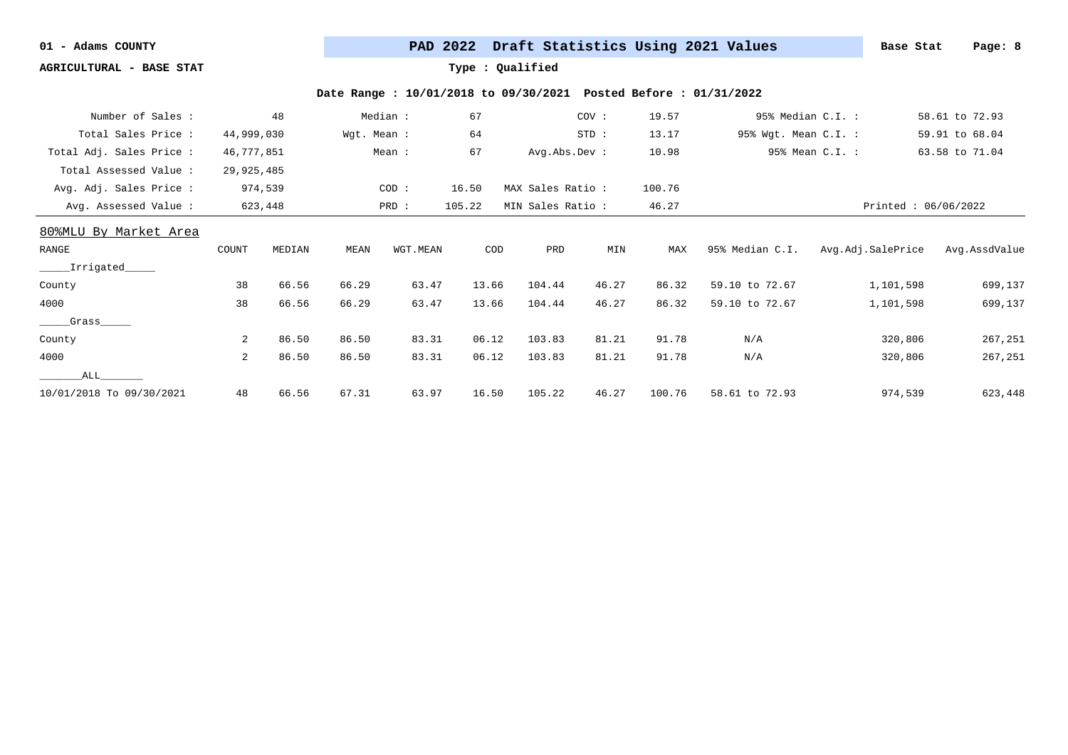01 - Adams COUNTY

AGRICULTURAL - BASE STAT

**PAD 2022 Draft Statistics Using 2021 Values**

Base Stat

Type : Qualified

Date Range : 10/01/2018 to 09/30/2021 Posted Before : 01/31/2022

| | | | | | | | |
|---|---|---|---|---|---|---|---|
| Number of Sales : | 48 | Median : | 67 | COV : | 19.57 | 95% Median C.I. : | 58.61 to 72.93 |
| Total Sales Price : | 44,999,030 | Wgt. Mean : | 64 | STD : | 13.17 | 95% Wgt. Mean C.I. : | 59.91 to 68.04 |
| Total Adj. Sales Price : | 46,777,851 | Mean : | 67 | Avg.Abs.Dev : | 10.98 | 95% Mean C.I. : | 63.58 to 71.04 |
| Total Assessed Value : | 29,925,485 | | | | | | |
| Avg. Adj. Sales Price : | 974,539 | COD : | 16.50 | MAX Sales Ratio : | 100.76 | | |
| Avg. Assessed Value : | 623,448 | PRD : | 105.22 | MIN Sales Ratio : | 46.27 | | Printed : 06/06/2022 |

80%MLU By Market Area

| RANGE | COUNT | MEDIAN | MEAN | WGT.MEAN | COD | PRD | MIN | MAX | 95% Median C.I. | Avg.Adj.SalePrice | Avg.AssdValue |
|---|---|---|---|---|---|---|---|---|---|---|---|
| _____Irrigated_____ | | | | | | | | | | | |
| County | 38 | 66.56 | 66.29 | 63.47 | 13.66 | 104.44 | 46.27 | 86.32 | 59.10 to 72.67 | 1,101,598 | 699,137 |
| 4000 | 38 | 66.56 | 66.29 | 63.47 | 13.66 | 104.44 | 46.27 | 86.32 | 59.10 to 72.67 | 1,101,598 | 699,137 |
| _____Grass_____ | | | | | | | | | | | |
| County | 2 | 86.50 | 86.50 | 83.31 | 06.12 | 103.83 | 81.21 | 91.78 | N/A | 320,806 | 267,251 |
| 4000 | 2 | 86.50 | 86.50 | 83.31 | 06.12 | 103.83 | 81.21 | 91.78 | N/A | 320,806 | 267,251 |
| _______ALL_______ | | | | | | | | | | | |
| 10/01/2018 To 09/30/2021 | 48 | 66.56 | 67.31 | 63.97 | 16.50 | 105.22 | 46.27 | 100.76 | 58.61 to 72.93 | 974,539 | 623,448 |